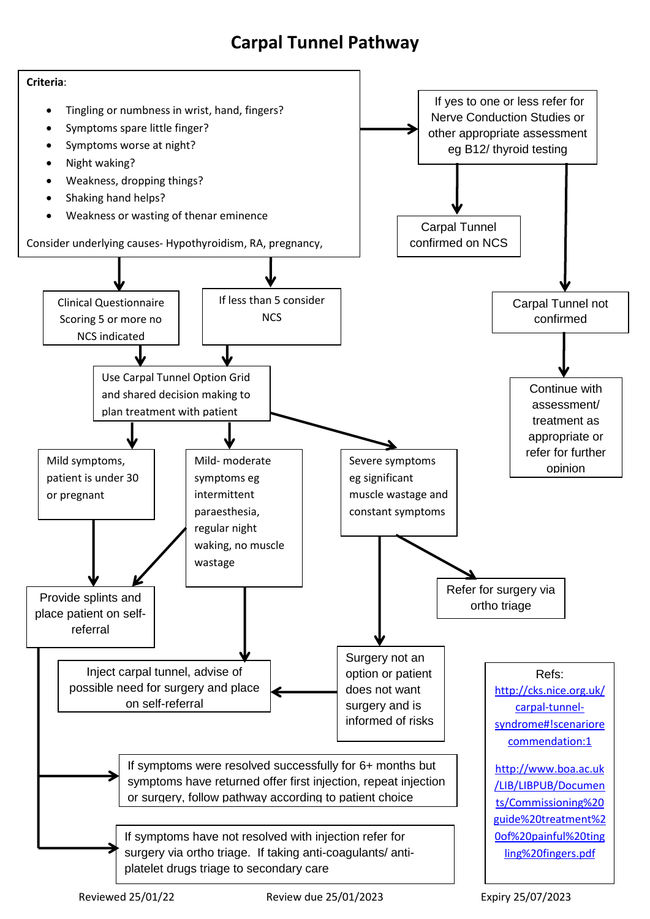# Carpal Tunnel Pathway

**Criteria**:

- Tingling or numbness in wrist, hand, fingers?
- Symptoms spare little finger?
- Symptoms worse at night?
- Night waking?
- Weakness, dropping things?
- Shaking hand helps?
- Weakness or wasting of thenar eminence

Consider underlying causes- Hypothyroidism, RA, pregnancy,

If yes to one or less refer for Nerve Conduction Studies or other appropriate assessment eg B12/ thyroid testing

Carpal Tunnel confirmed on NCS

Carpal Tunnel not confirmed

Continue with assessment/ treatment as appropriate or refer for further opinion

Clinical Questionnaire Scoring 5 or more no NCS indicated

If less than 5 consider NCS

Use Carpal Tunnel Option Grid and shared decision making to plan treatment with patient

Mild symptoms, patient is under 30 or pregnant

Mild- moderate symptoms eg intermittent paraesthesia, regular night waking, no muscle wastage

Severe symptoms eg significant muscle wastage and constant symptoms

Provide splints and place patient on self-referral

Refer for surgery via ortho triage

Inject carpal tunnel, advise of possible need for surgery and place on self-referral

Surgery not an option or patient does not want surgery and is informed of risks

If symptoms were resolved successfully for 6+ months but symptoms have returned offer first injection, repeat injection or surgery, follow pathway according to patient choice

If symptoms have not resolved with injection refer for surgery via ortho triage. If taking anti-coagulants/ anti-platelet drugs triage to secondary care

Refs:

http://cks.nice.org.uk/carpal-tunnel-syndrome#!scenariorecommendation:1

http://www.boa.ac.uk/LIB/LIBPUB/Documents/Commissioning%20guide%20treatment%20of%20painful%20tingling%20fingers.pdf

Reviewed 25/01/22 Review due 25/01/2023 Expiry 25/07/2023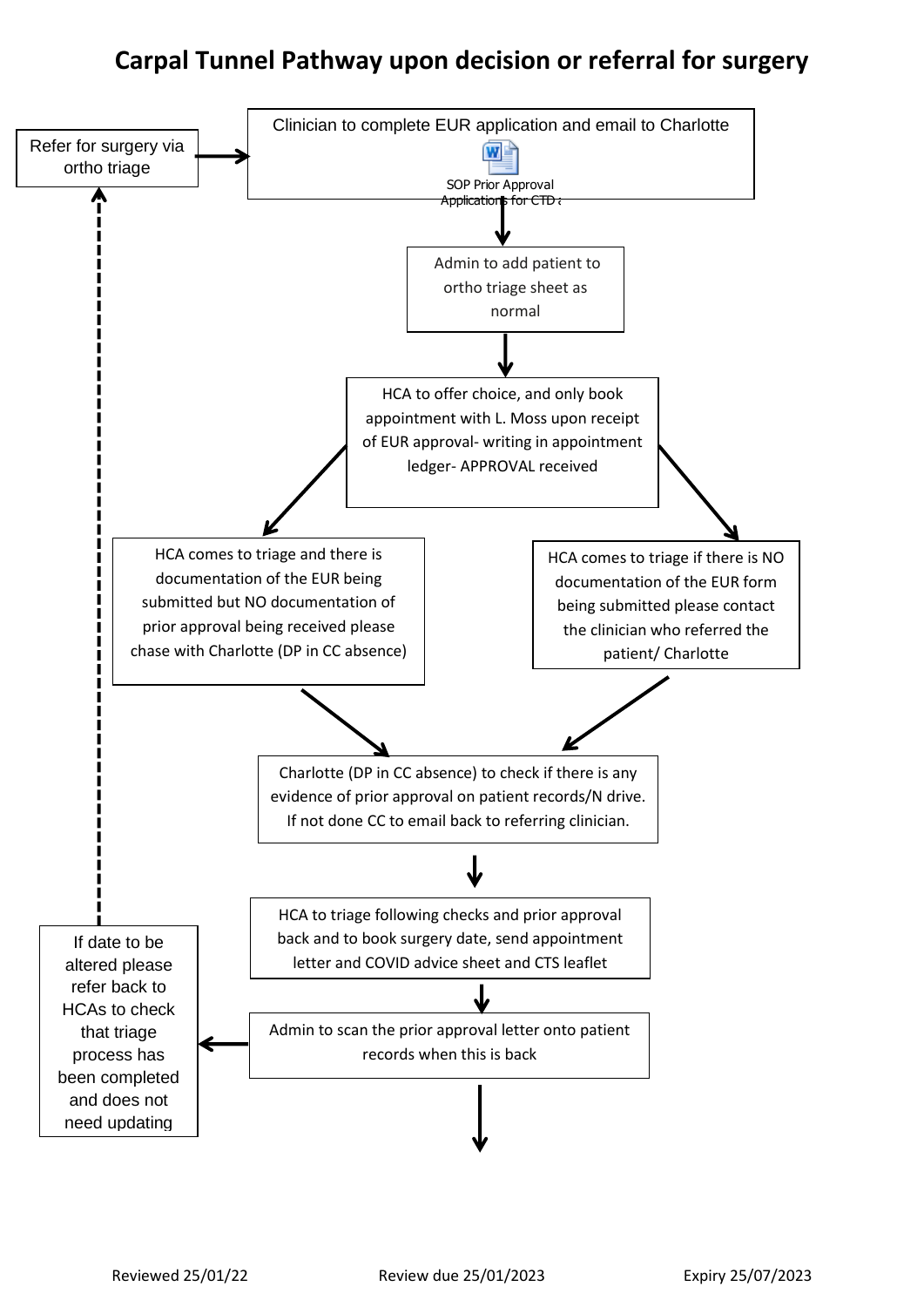# Carpal Tunnel Pathway upon decision or referral for surgery

Refer for surgery via ortho triage

Clinician to complete EUR application and email to Charlotte

SOP Prior Approval Applications for CTD a

Admin to add patient to ortho triage sheet as normal

HCA to offer choice, and only book appointment with L. Moss upon receipt of EUR approval- writing in appointment ledger- APPROVAL received

HCA comes to triage and there is documentation of the EUR being submitted but NO documentation of prior approval being received please chase with Charlotte (DP in CC absence)

HCA comes to triage if there is NO documentation of the EUR form being submitted please contact the clinician who referred the patient/ Charlotte

Charlotte (DP in CC absence) to check if there is any evidence of prior approval on patient records/N drive. If not done CC to email back to referring clinician.

HCA to triage following checks and prior approval back and to book surgery date, send appointment letter and COVID advice sheet and CTS leaflet

Admin to scan the prior approval letter onto patient records when this is back

If date to be altered please refer back to HCAs to check that triage process has been completed and does not need updating

Reviewed 25/01/22 Review due 25/01/2023 Expiry 25/07/2023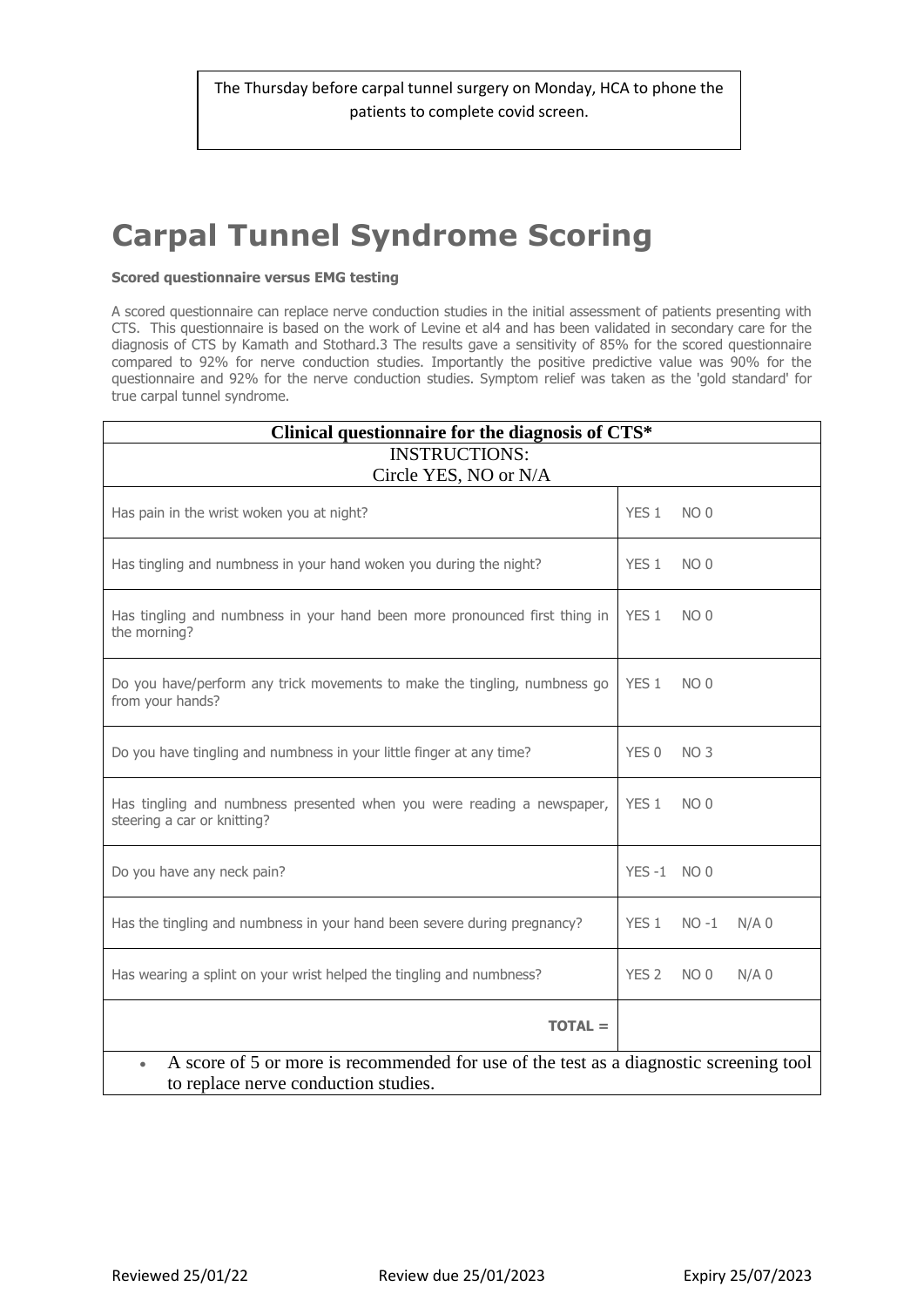The Thursday before carpal tunnel surgery on Monday, HCA to phone the patients to complete covid screen.

# Carpal Tunnel Syndrome Scoring

**Scored questionnaire versus EMG testing**

A scored questionnaire can replace nerve conduction studies in the initial assessment of patients presenting with CTS. This questionnaire is based on the work of Levine et al4 and has been validated in secondary care for the diagnosis of CTS by Kamath and Stothard.3 The results gave a sensitivity of 85% for the scored questionnaire compared to 92% for nerve conduction studies. Importantly the positive predictive value was 90% for the questionnaire and 92% for the nerve conduction studies. Symptom relief was taken as the 'gold standard' for true carpal tunnel syndrome.

| Clinical questionnaire for the diagnosis of CTS* | |
|---|---|
| INSTRUCTIONS: Circle YES, NO or N/A | |
| Has pain in the wrist woken you at night? | YES 1 NO 0 |
| Has tingling and numbness in your hand woken you during the night? | YES 1 NO 0 |
| Has tingling and numbness in your hand been more pronounced first thing in the morning? | YES 1 NO 0 |
| Do you have/perform any trick movements to make the tingling, numbness go from your hands? | YES 1 NO 0 |
| Do you have tingling and numbness in your little finger at any time? | YES 0 NO 3 |
| Has tingling and numbness presented when you were reading a newspaper, steering a car or knitting? | YES 1 NO 0 |
| Do you have any neck pain? | YES -1 NO 0 |
| Has the tingling and numbness in your hand been severe during pregnancy? | YES 1 NO -1 N/A 0 |
| Has wearing a splint on your wrist helped the tingling and numbness? | YES 2 NO 0 N/A 0 |
| **TOTAL =** | |

- A score of 5 or more is recommended for use of the test as a diagnostic screening tool to replace nerve conduction studies.

Reviewed 25/01/22 Review due 25/01/2023 Expiry 25/07/2023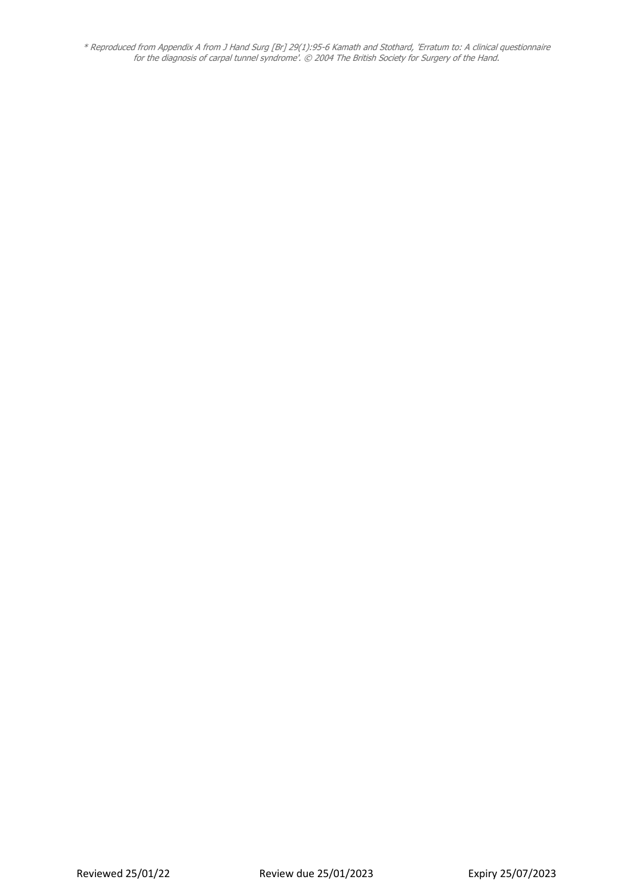*\* Reproduced from Appendix A from J Hand Surg [Br] 29(1):95-6 Kamath and Stothard, 'Erratum to: A clinical questionnaire for the diagnosis of carpal tunnel syndrome'. © 2004 The British Society for Surgery of the Hand.*